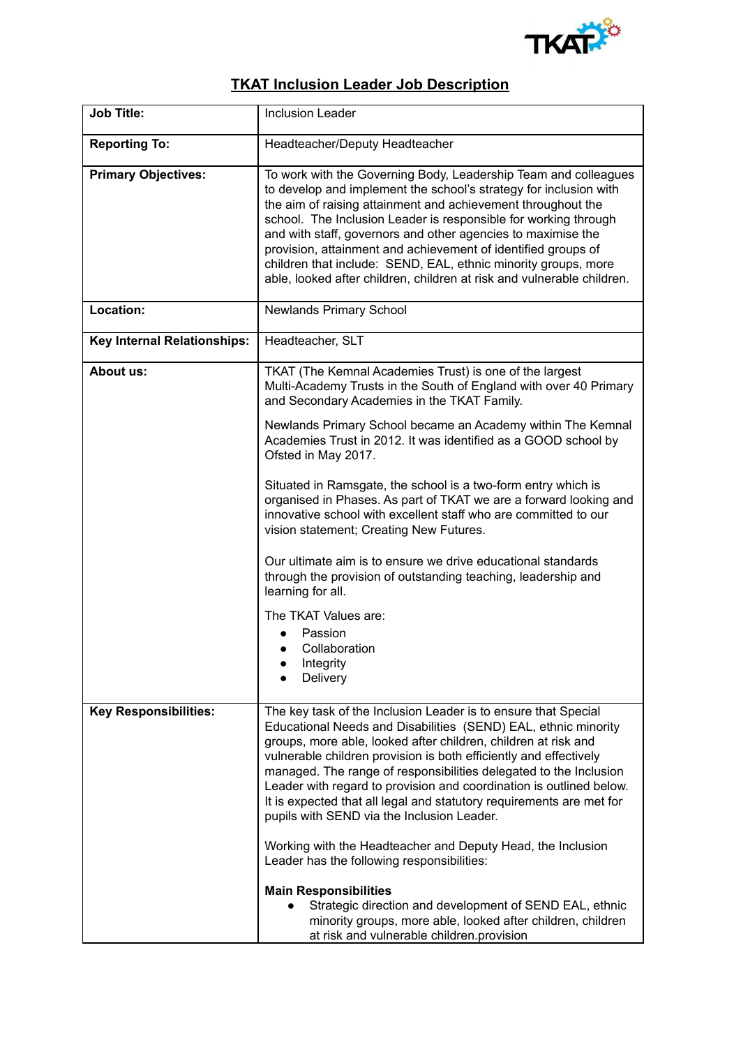# TKAT Inclusion Leader Job Description

| **Job Title:** | Inclusion Leader |
|---|---|
| **Reporting To:** | Headteacher/Deputy Headteacher |
| **Primary Objectives:** | To work with the Governing Body, Leadership Team and colleagues to develop and implement the school's strategy for inclusion with the aim of raising attainment and achievement throughout the school. The Inclusion Leader is responsible for working through and with staff, governors and other agencies to maximise the provision, attainment and achievement of identified groups of children that include: SEND, EAL, ethnic minority groups, more able, looked after children, children at risk and vulnerable children. |
| **Location:** | Newlands Primary School |
| **Key Internal Relationships:** | Headteacher, SLT |
| **About us:** | TKAT (The Kemnal Academies Trust) is one of the largest Multi-Academy Trusts in the South of England with over 40 Primary and Secondary Academies in the TKAT Family.<br><br>Newlands Primary School became an Academy within The Kemnal Academies Trust in 2012. It was identified as a GOOD school by Ofsted in May 2017.<br><br>Situated in Ramsgate, the school is a two-form entry which is organised in Phases. As part of TKAT we are a forward looking and innovative school with excellent staff who are committed to our vision statement; Creating New Futures.<br><br>Our ultimate aim is to ensure we drive educational standards through the provision of outstanding teaching, leadership and learning for all.<br><br>The TKAT Values are:<br>• Passion<br>• Collaboration<br>• Integrity<br>• Delivery |
| **Key Responsibilities:** | The key task of the Inclusion Leader is to ensure that Special Educational Needs and Disabilities (SEND) EAL, ethnic minority groups, more able, looked after children, children at risk and vulnerable children provision is both efficiently and effectively managed. The range of responsibilities delegated to the Inclusion Leader with regard to provision and coordination is outlined below. It is expected that all legal and statutory requirements are met for pupils with SEND via the Inclusion Leader.<br><br>Working with the Headteacher and Deputy Head, the Inclusion Leader has the following responsibilities:<br><br>**Main Responsibilities**<br>• Strategic direction and development of SEND EAL, ethnic minority groups, more able, looked after children, children at risk and vulnerable children.provision |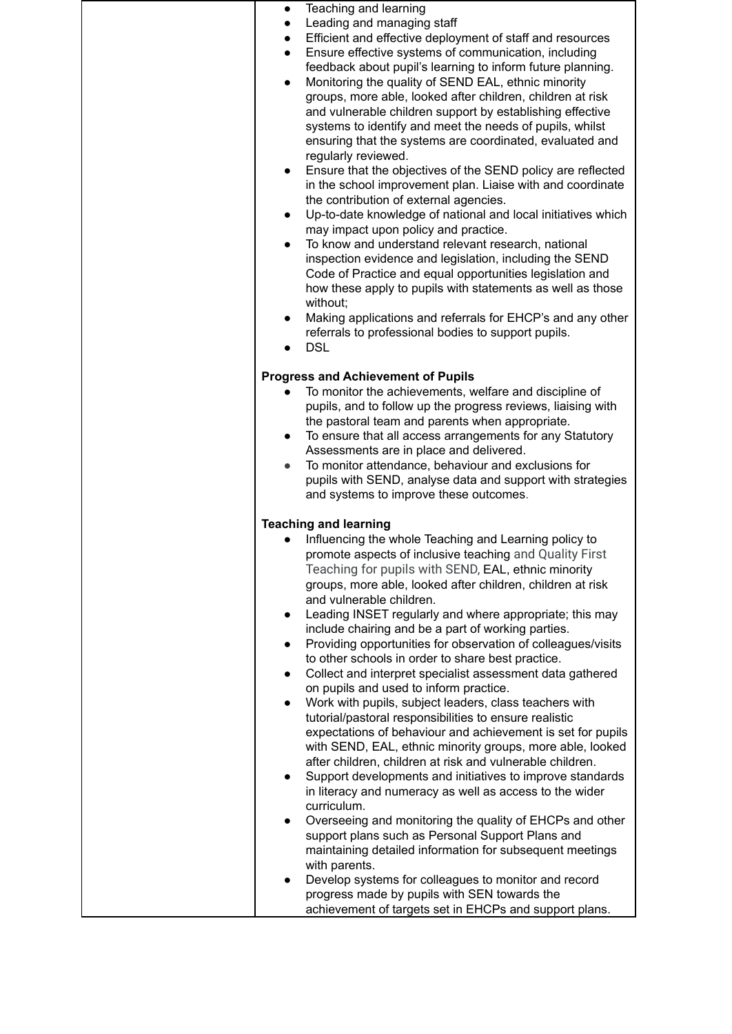| | <ul><li>Teaching and learning</li><li>Leading and managing staff</li><li>Efficient and effective deployment of staff and resources</li><li>Ensure effective systems of communication, including feedback about pupil's learning to inform future planning.</li><li>Monitoring the quality of SEND EAL, ethnic minority groups, more able, looked after children, children at risk and vulnerable children support by establishing effective systems to identify and meet the needs of pupils, whilst ensuring that the systems are coordinated, evaluated and regularly reviewed.</li><li>Ensure that the objectives of the SEND policy are reflected in the school improvement plan. Liaise with and coordinate the contribution of external agencies.</li><li>Up-to-date knowledge of national and local initiatives which may impact upon policy and practice.</li><li>To know and understand relevant research, national inspection evidence and legislation, including the SEND Code of Practice and equal opportunities legislation and how these apply to pupils with statements as well as those without;</li><li>Making applications and referrals for EHCP's and any other referrals to professional bodies to support pupils.</li><li>DSL</li></ul><br>**Progress and Achievement of Pupils**<ul><li>To monitor the achievements, welfare and discipline of pupils, and to follow up the progress reviews, liaising with the pastoral team and parents when appropriate.</li><li>To ensure that all access arrangements for any Statutory Assessments are in place and delivered.</li><li>To monitor attendance, behaviour and exclusions for pupils with SEND, analyse data and support with strategies and systems to improve these outcomes.</li></ul><br>**Teaching and learning**<ul><li>Influencing the whole Teaching and Learning policy to promote aspects of inclusive teaching and Quality First Teaching for pupils with SEND, EAL, ethnic minority groups, more able, looked after children, children at risk and vulnerable children.</li><li>Leading INSET regularly and where appropriate; this may include chairing and be a part of working parties.</li><li>Providing opportunities for observation of colleagues/visits to other schools in order to share best practice.</li><li>Collect and interpret specialist assessment data gathered on pupils and used to inform practice.</li><li>Work with pupils, subject leaders, class teachers with tutorial/pastoral responsibilities to ensure realistic expectations of behaviour and achievement is set for pupils with SEND, EAL, ethnic minority groups, more able, looked after children, children at risk and vulnerable children.</li><li>Support developments and initiatives to improve standards in literacy and numeracy as well as access to the wider curriculum.</li><li>Overseeing and monitoring the quality of EHCPs and other support plans such as Personal Support Plans and maintaining detailed information for subsequent meetings with parents.</li><li>Develop systems for colleagues to monitor and record progress made by pupils with SEN towards the achievement of targets set in EHCPs and support plans.</li></ul> |
|---|---|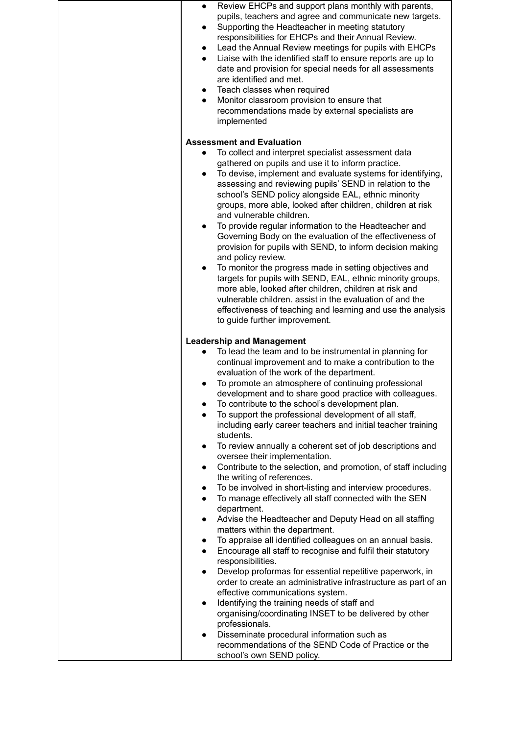| | |
|---|---|
| | <ul><li>Review EHCPs and support plans monthly with parents, pupils, teachers and agree and communicate new targets.</li><li>Supporting the Headteacher in meeting statutory responsibilities for EHCPs and their Annual Review.</li><li>Lead the Annual Review meetings for pupils with EHCPs</li><li>Liaise with the identified staff to ensure reports are up to date and provision for special needs for all assessments are identified and met.</li><li>Teach classes when required</li><li>Monitor classroom provision to ensure that recommendations made by external specialists are implemented</li></ul> **Assessment and Evaluation** <ul><li>To collect and interpret specialist assessment data gathered on pupils and use it to inform practice.</li><li>To devise, implement and evaluate systems for identifying, assessing and reviewing pupils' SEND in relation to the school's SEND policy alongside EAL, ethnic minority groups, more able, looked after children, children at risk and vulnerable children.</li><li>To provide regular information to the Headteacher and Governing Body on the evaluation of the effectiveness of provision for pupils with SEND, to inform decision making and policy review.</li><li>To monitor the progress made in setting objectives and targets for pupils with SEND, EAL, ethnic minority groups, more able, looked after children, children at risk and vulnerable children. assist in the evaluation of and the effectiveness of teaching and learning and use the analysis to guide further improvement.</li></ul> **Leadership and Management** <ul><li>To lead the team and to be instrumental in planning for continual improvement and to make a contribution to the evaluation of the work of the department.</li><li>To promote an atmosphere of continuing professional development and to share good practice with colleagues.</li><li>To contribute to the school's development plan.</li><li>To support the professional development of all staff, including early career teachers and initial teacher training students.</li><li>To review annually a coherent set of job descriptions and oversee their implementation.</li><li>Contribute to the selection, and promotion, of staff including the writing of references.</li><li>To be involved in short-listing and interview procedures.</li><li>To manage effectively all staff connected with the SEN department.</li><li>Advise the Headteacher and Deputy Head on all staffing matters within the department.</li><li>To appraise all identified colleagues on an annual basis.</li><li>Encourage all staff to recognise and fulfil their statutory responsibilities.</li><li>Develop proformas for essential repetitive paperwork, in order to create an administrative infrastructure as part of an effective communications system.</li><li>Identifying the training needs of staff and organising/coordinating INSET to be delivered by other professionals.</li><li>Disseminate procedural information such as recommendations of the SEND Code of Practice or the school's own SEND policy.</li></ul> |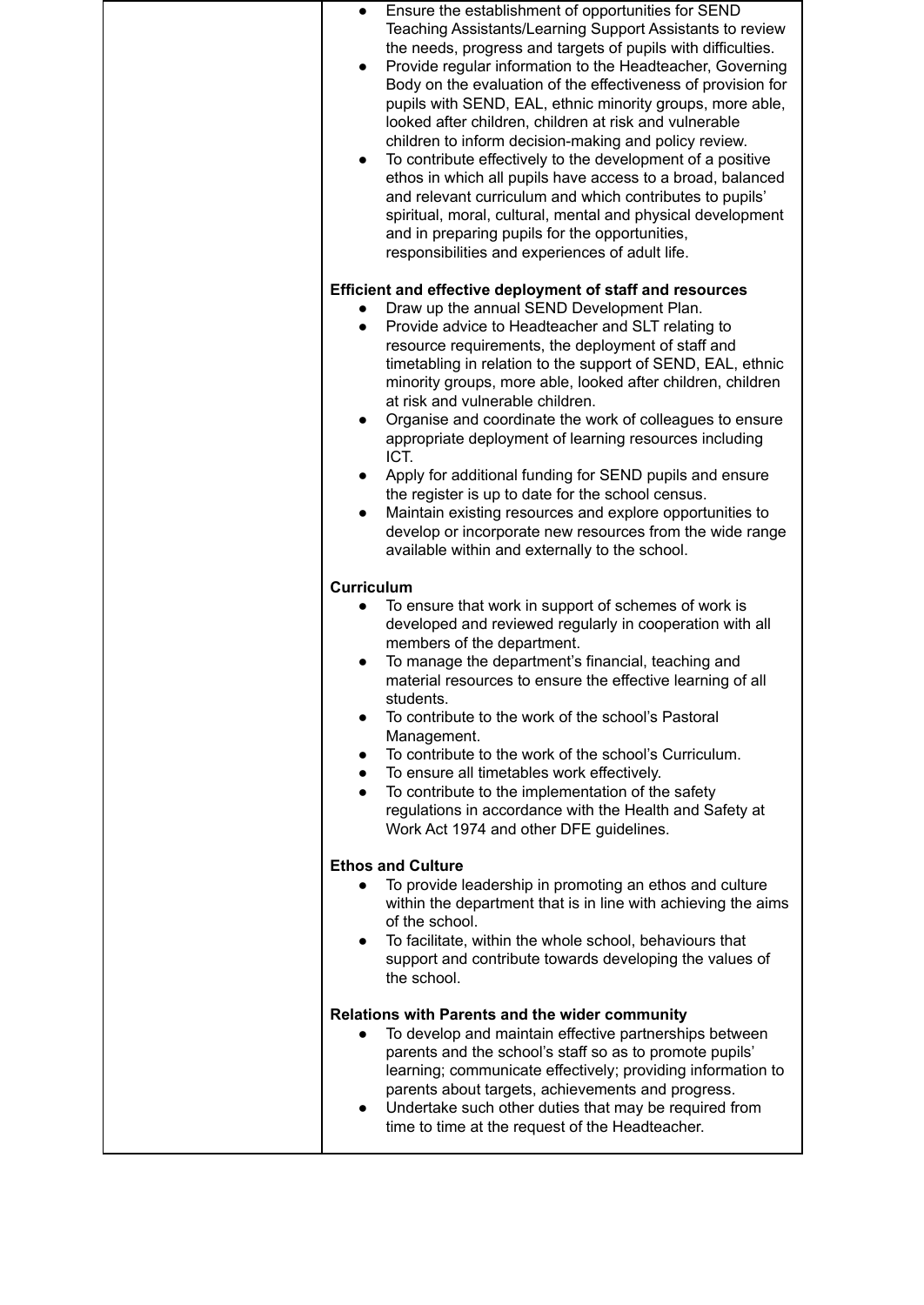| | - Ensure the establishment of opportunities for SEND Teaching Assistants/Learning Support Assistants to review the needs, progress and targets of pupils with difficulties.<br>- Provide regular information to the Headteacher, Governing Body on the evaluation of the effectiveness of provision for pupils with SEND, EAL, ethnic minority groups, more able, looked after children, children at risk and vulnerable children to inform decision-making and policy review.<br>- To contribute effectively to the development of a positive ethos in which all pupils have access to a broad, balanced and relevant curriculum and which contributes to pupils' spiritual, moral, cultural, mental and physical development and in preparing pupils for the opportunities, responsibilities and experiences of adult life.<br><br>**Efficient and effective deployment of staff and resources**<br>- Draw up the annual SEND Development Plan.<br>- Provide advice to Headteacher and SLT relating to resource requirements, the deployment of staff and timetabling in relation to the support of SEND, EAL, ethnic minority groups, more able, looked after children, children at risk and vulnerable children.<br>- Organise and coordinate the work of colleagues to ensure appropriate deployment of learning resources including ICT.<br>- Apply for additional funding for SEND pupils and ensure the register is up to date for the school census.<br>- Maintain existing resources and explore opportunities to develop or incorporate new resources from the wide range available within and externally to the school.<br><br>**Curriculum**<br>- To ensure that work in support of schemes of work is developed and reviewed regularly in cooperation with all members of the department.<br>- To manage the department's financial, teaching and material resources to ensure the effective learning of all students.<br>- To contribute to the work of the school's Pastoral Management.<br>- To contribute to the work of the school's Curriculum.<br>- To ensure all timetables work effectively.<br>- To contribute to the implementation of the safety regulations in accordance with the Health and Safety at Work Act 1974 and other DFE guidelines.<br><br>**Ethos and Culture**<br>- To provide leadership in promoting an ethos and culture within the department that is in line with achieving the aims of the school.<br>- To facilitate, within the whole school, behaviours that support and contribute towards developing the values of the school.<br><br>**Relations with Parents and the wider community**<br>- To develop and maintain effective partnerships between parents and the school's staff so as to promote pupils' learning; communicate effectively; providing information to parents about targets, achievements and progress.<br>- Undertake such other duties that may be required from time to time at the request of the Headteacher. |
|---|---|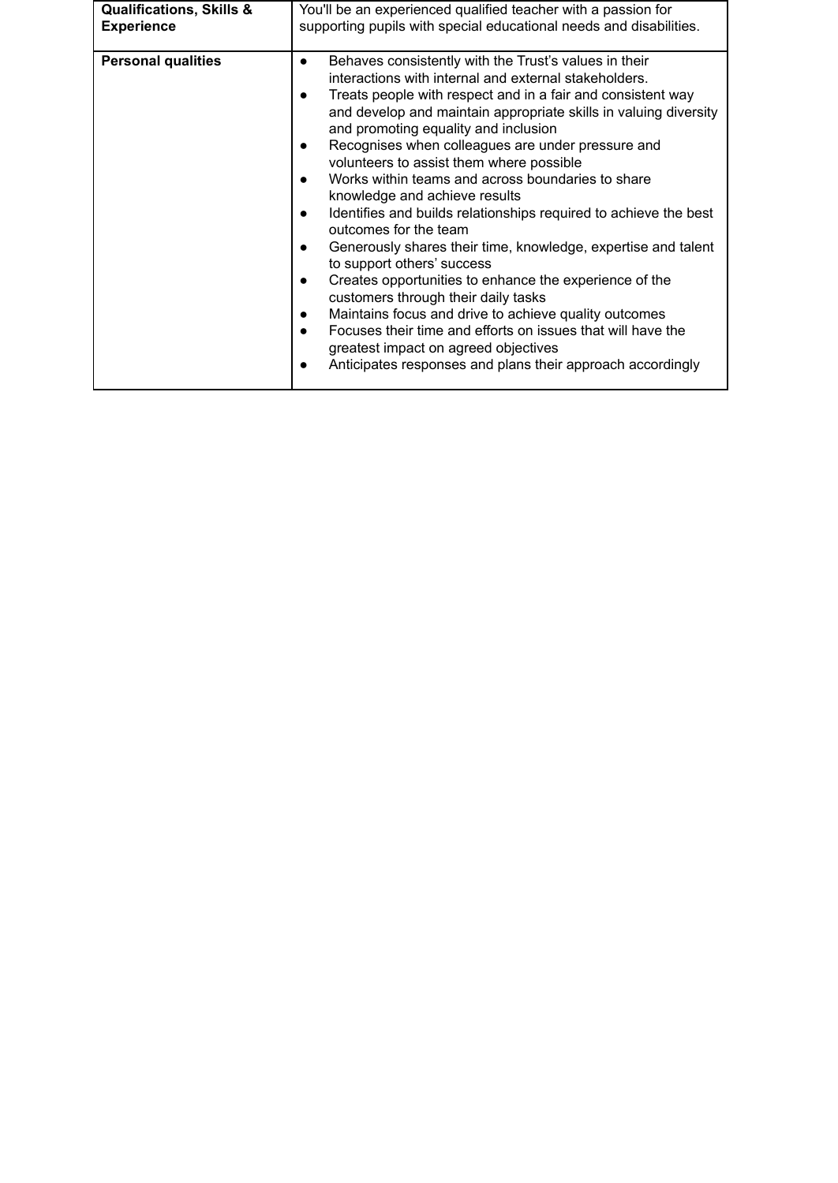| | |
|---|---|
| **Qualifications, Skills & Experience** | You'll be an experienced qualified teacher with a passion for supporting pupils with special educational needs and disabilities. |
| **Personal qualities** | ● Behaves consistently with the Trust's values in their interactions with internal and external stakeholders.<br>● Treats people with respect and in a fair and consistent way and develop and maintain appropriate skills in valuing diversity and promoting equality and inclusion<br>● Recognises when colleagues are under pressure and volunteers to assist them where possible<br>● Works within teams and across boundaries to share knowledge and achieve results<br>● Identifies and builds relationships required to achieve the best outcomes for the team<br>● Generously shares their time, knowledge, expertise and talent to support others' success<br>● Creates opportunities to enhance the experience of the customers through their daily tasks<br>● Maintains focus and drive to achieve quality outcomes<br>● Focuses their time and efforts on issues that will have the greatest impact on agreed objectives<br>● Anticipates responses and plans their approach accordingly |